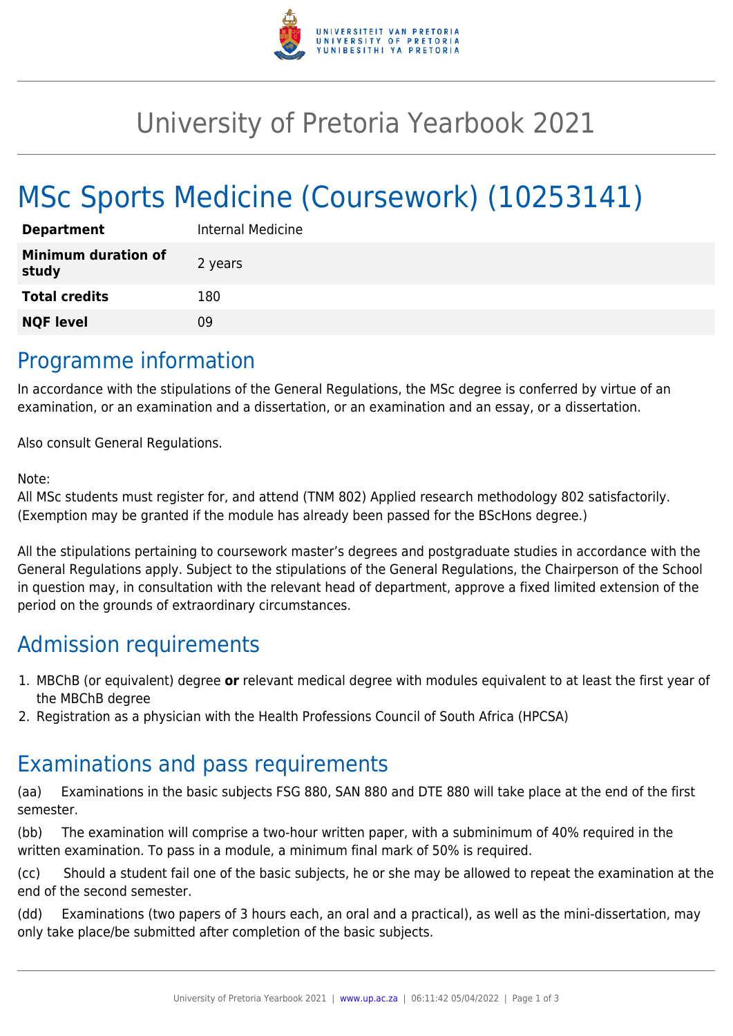# University of Pretoria Yearbook 2021

# MSc Sports Medicine (Coursework) (10253141)

| | |
|---|---|
| **Department** | Internal Medicine |
| **Minimum duration of study** | 2 years |
| **Total credits** | 180 |
| **NQF level** | 09 |

## Programme information

In accordance with the stipulations of the General Regulations, the MSc degree is conferred by virtue of an examination, or an examination and a dissertation, or an examination and an essay, or a dissertation.

Also consult General Regulations.

Note:
All MSc students must register for, and attend (TNM 802) Applied research methodology 802 satisfactorily. (Exemption may be granted if the module has already been passed for the BScHons degree.)

All the stipulations pertaining to coursework master's degrees and postgraduate studies in accordance with the General Regulations apply. Subject to the stipulations of the General Regulations, the Chairperson of the School in question may, in consultation with the relevant head of department, approve a fixed limited extension of the period on the grounds of extraordinary circumstances.

## Admission requirements

1. MBChB (or equivalent) degree **or** relevant medical degree with modules equivalent to at least the first year of the MBChB degree
2. Registration as a physician with the Health Professions Council of South Africa (HPCSA)

## Examinations and pass requirements

(aa) Examinations in the basic subjects FSG 880, SAN 880 and DTE 880 will take place at the end of the first semester.

(bb) The examination will comprise a two-hour written paper, with a subminimum of 40% required in the written examination. To pass in a module, a minimum final mark of 50% is required.

(cc) Should a student fail one of the basic subjects, he or she may be allowed to repeat the examination at the end of the second semester.

(dd) Examinations (two papers of 3 hours each, an oral and a practical), as well as the mini-dissertation, may only take place/be submitted after completion of the basic subjects.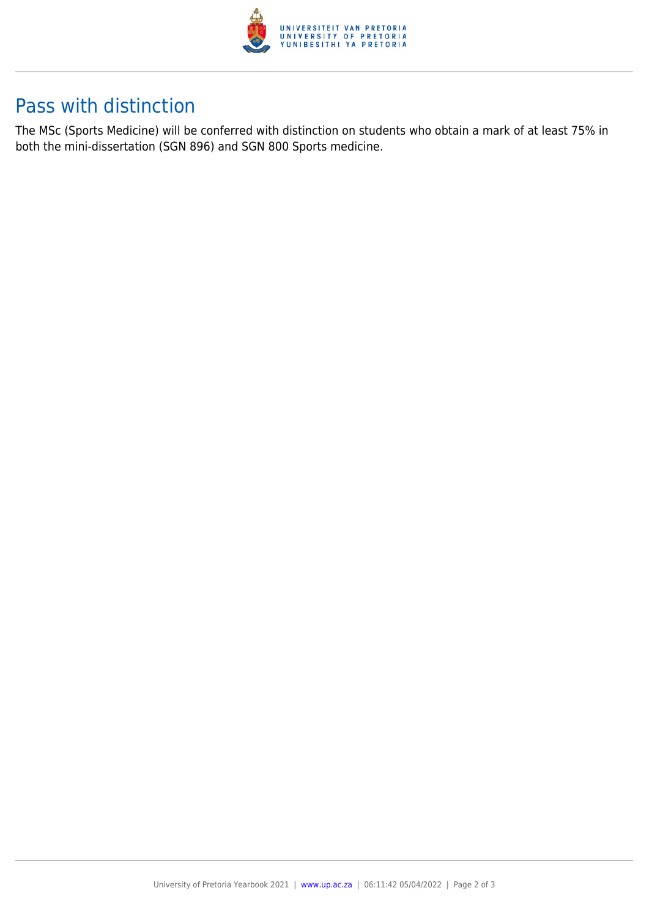## Pass with distinction

The MSc (Sports Medicine) will be conferred with distinction on students who obtain a mark of at least 75% in both the mini-dissertation (SGN 896) and SGN 800 Sports medicine.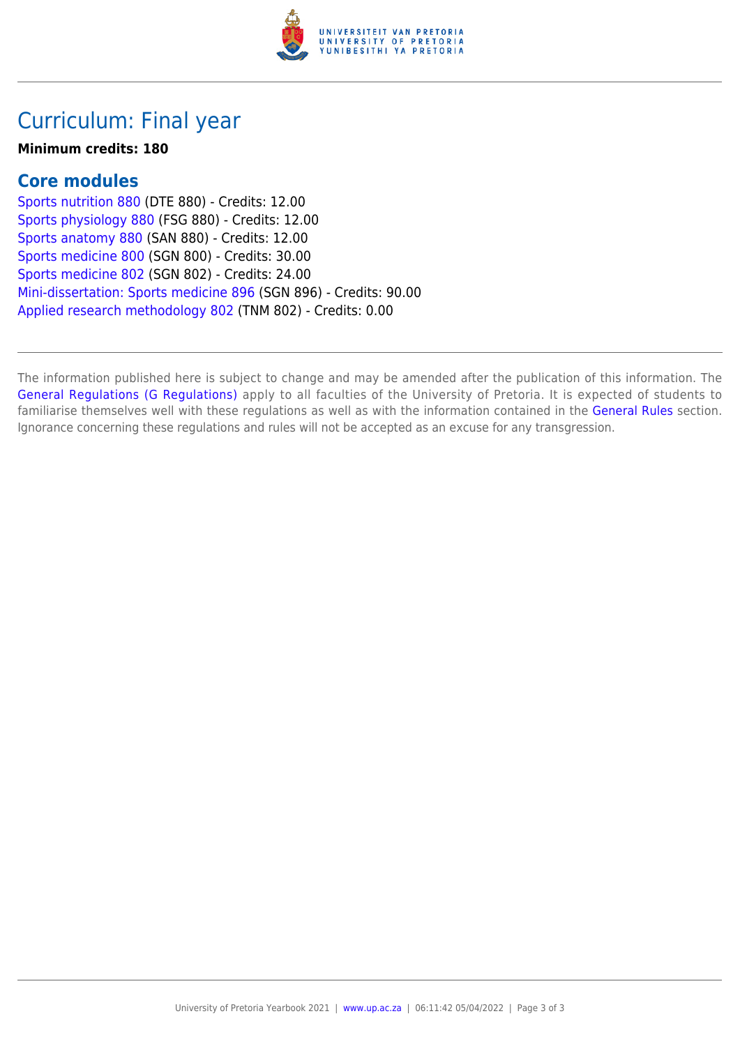## Curriculum: Final year

**Minimum credits: 180**

### Core modules

Sports nutrition 880 (DTE 880) - Credits: 12.00
Sports physiology 880 (FSG 880) - Credits: 12.00
Sports anatomy 880 (SAN 880) - Credits: 12.00
Sports medicine 800 (SGN 800) - Credits: 30.00
Sports medicine 802 (SGN 802) - Credits: 24.00
Mini-dissertation: Sports medicine 896 (SGN 896) - Credits: 90.00
Applied research methodology 802 (TNM 802) - Credits: 0.00

The information published here is subject to change and may be amended after the publication of this information. The General Regulations (G Regulations) apply to all faculties of the University of Pretoria. It is expected of students to familiarise themselves well with these regulations as well as with the information contained in the General Rules section. Ignorance concerning these regulations and rules will not be accepted as an excuse for any transgression.